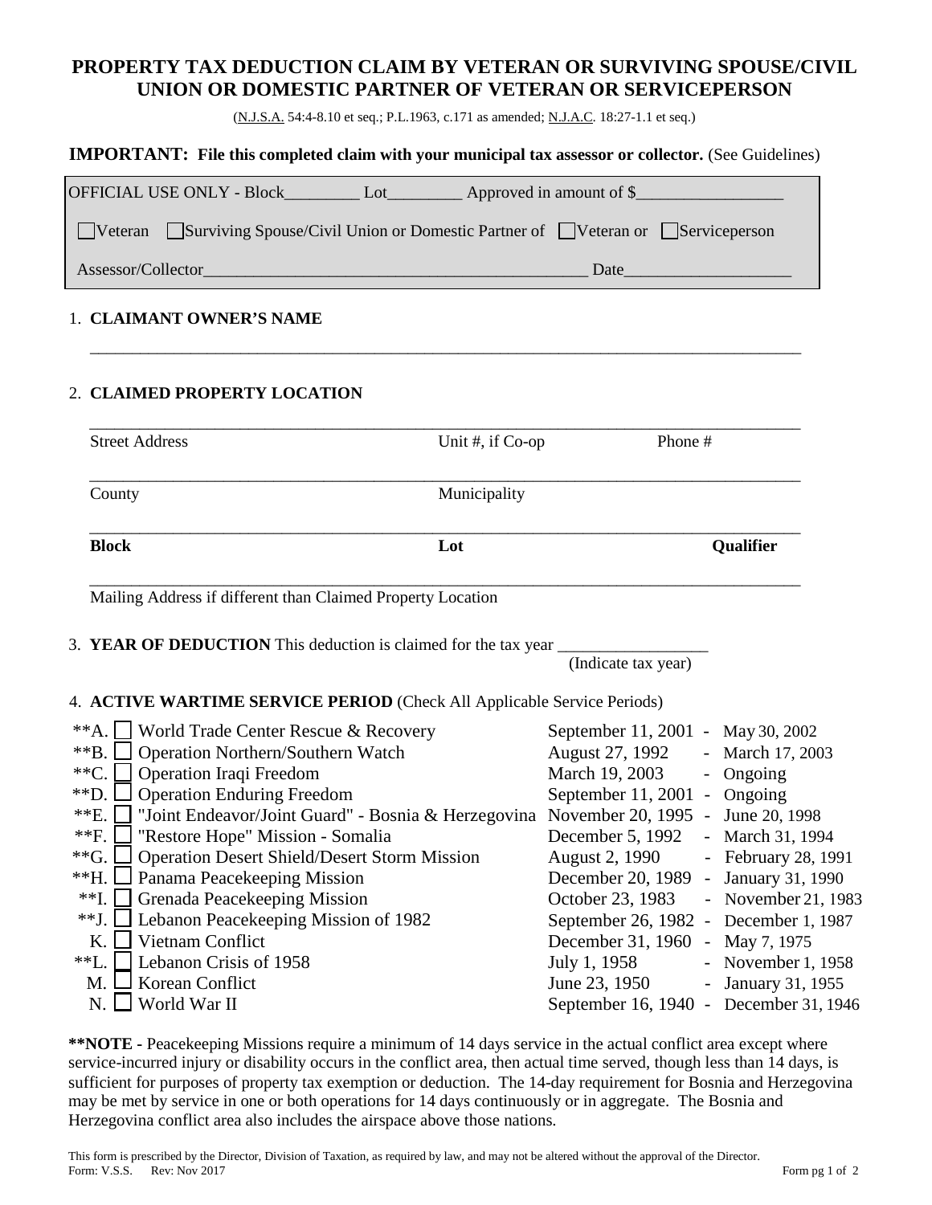# PROPERTY TAX DEDUCTION CLAIM BY VETERAN OR SURVIVING SPOUSE/CIVIL UNION OR DOMESTIC PARTNER OF VETERAN OR SERVICEPERSON

(N.J.S.A. 54:4-8.10 et seq.; P.L.1963, c.171 as amended; N.J.A.C. 18:27-1.1 et seq.)

**IMPORTANT: File this completed claim with your municipal tax assessor or collector.** (See Guidelines)

OFFICIAL USE ONLY - Block_________ Lot_________ Approved in amount of $__________________

☐ Veteran ☐ Surviving Spouse/Civil Union or Domestic Partner of ☐ Veteran or ☐ Serviceperson

Assessor/Collector_______________________________________________ Date____________________

1. **CLAIMANT OWNER'S NAME**

_______________________________________________________________________________

2. **CLAIMED PROPERTY LOCATION**

_______________________________________________________________________________

Street Address                    Unit #, if Co-op                    Phone #

_______________________________________________________________________________

County                    Municipality

_______________________________________________________________________________

**Block**                    **Lot**                    **Qualifier**

_______________________________________________________________________________

Mailing Address if different than Claimed Property Location

3. **YEAR OF DEDUCTION** This deduction is claimed for the tax year __________________ (Indicate tax year)

4. **ACTIVE WARTIME SERVICE PERIOD** (Check All Applicable Service Periods)

| | | Service Period | From | To |
|---|---|---|---|---|
| **A. | ☐ | World Trade Center Rescue & Recovery | September 11, 2001 | May 30, 2002 |
| **B. | ☐ | Operation Northern/Southern Watch | August 27, 1992 | March 17, 2003 |
| **C. | ☐ | Operation Iraqi Freedom | March 19, 2003 | Ongoing |
| **D. | ☐ | Operation Enduring Freedom | September 11, 2001 | Ongoing |
| **E. | ☐ | "Joint Endeavor/Joint Guard" - Bosnia & Herzegovina | November 20, 1995 | June 20, 1998 |
| **F. | ☐ | "Restore Hope" Mission - Somalia | December 5, 1992 | March 31, 1994 |
| **G. | ☐ | Operation Desert Shield/Desert Storm Mission | August 2, 1990 | February 28, 1991 |
| **H. | ☐ | Panama Peacekeeping Mission | December 20, 1989 | January 31, 1990 |
| **I. | ☐ | Grenada Peacekeeping Mission | October 23, 1983 | November 21, 1983 |
| **J. | ☐ | Lebanon Peacekeeping Mission of 1982 | September 26, 1982 | December 1, 1987 |
| K. | ☐ | Vietnam Conflict | December 31, 1960 | May 7, 1975 |
| **L. | ☐ | Lebanon Crisis of 1958 | July 1, 1958 | November 1, 1958 |
| M. | ☐ | Korean Conflict | June 23, 1950 | January 31, 1955 |
| N. | ☐ | World War II | September 16, 1940 | December 31, 1946 |

****NOTE -** Peacekeeping Missions require a minimum of 14 days service in the actual conflict area except where service-incurred injury or disability occurs in the conflict area, then actual time served, though less than 14 days, is sufficient for purposes of property tax exemption or deduction. The 14-day requirement for Bosnia and Herzegovina may be met by service in one or both operations for 14 days continuously or in aggregate. The Bosnia and Herzegovina conflict area also includes the airspace above those nations.

This form is prescribed by the Director, Division of Taxation, as required by law, and may not be altered without the approval of the Director.
Form: V.S.S. Rev: Nov 2017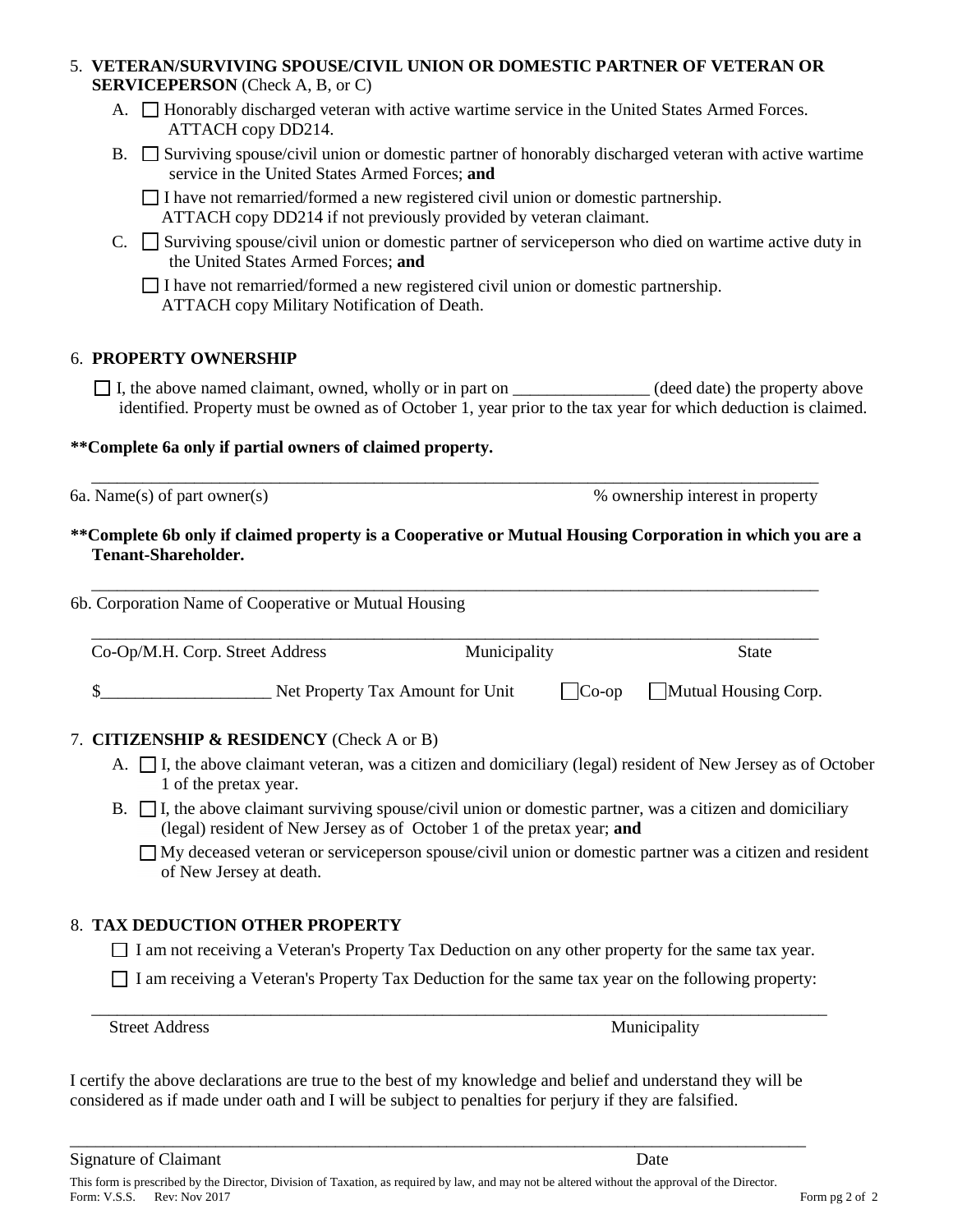5. **VETERAN/SURVIVING SPOUSE/CIVIL UNION OR DOMESTIC PARTNER OF VETERAN OR SERVICEPERSON** (Check A, B, or C)

   A. ☐ Honorably discharged veteran with active wartime service in the United States Armed Forces. ATTACH copy DD214.

   B. ☐ Surviving spouse/civil union or domestic partner of honorably discharged veteran with active wartime service in the United States Armed Forces; **and**

   ☐ I have not remarried/formed a new registered civil union or domestic partnership. ATTACH copy DD214 if not previously provided by veteran claimant.

   C. ☐ Surviving spouse/civil union or domestic partner of serviceperson who died on wartime active duty in the United States Armed Forces; **and**

   ☐ I have not remarried/formed a new registered civil union or domestic partnership. ATTACH copy Military Notification of Death.

6. **PROPERTY OWNERSHIP**

   ☐ I, the above named claimant, owned, wholly or in part on ________________ (deed date) the property above identified. Property must be owned as of October 1, year prior to the tax year for which deduction is claimed.

**\*\*Complete 6a only if partial owners of claimed property.**

________________________________________________________________________________

6a. Name(s) of part owner(s) % ownership interest in property

**\*\*Complete 6b only if claimed property is a Cooperative or Mutual Housing Corporation in which you are a Tenant-Shareholder.**

________________________________________________________________________________

6b. Corporation Name of Cooperative or Mutual Housing

________________________________________________________________________________

Co-Op/M.H. Corp. Street Address Municipality State

$____________________ Net Property Tax Amount for Unit ☐ Co-op ☐ Mutual Housing Corp.

7. **CITIZENSHIP & RESIDENCY** (Check A or B)

   A. ☐ I, the above claimant veteran, was a citizen and domiciliary (legal) resident of New Jersey as of October 1 of the pretax year.

   B. ☐ I, the above claimant surviving spouse/civil union or domestic partner, was a citizen and domiciliary (legal) resident of New Jersey as of October 1 of the pretax year; **and**

   ☐ My deceased veteran or serviceperson spouse/civil union or domestic partner was a citizen and resident of New Jersey at death.

8. **TAX DEDUCTION OTHER PROPERTY**

   ☐ I am not receiving a Veteran's Property Tax Deduction on any other property for the same tax year.

   ☐ I am receiving a Veteran's Property Tax Deduction for the same tax year on the following property:

________________________________________________________________________________

Street Address Municipality

I certify the above declarations are true to the best of my knowledge and belief and understand they will be considered as if made under oath and I will be subject to penalties for perjury if they are falsified.

________________________________________________________________________________

Signature of Claimant Date

This form is prescribed by the Director, Division of Taxation, as required by law, and may not be altered without the approval of the Director.
Form: V.S.S. Rev: Nov 2017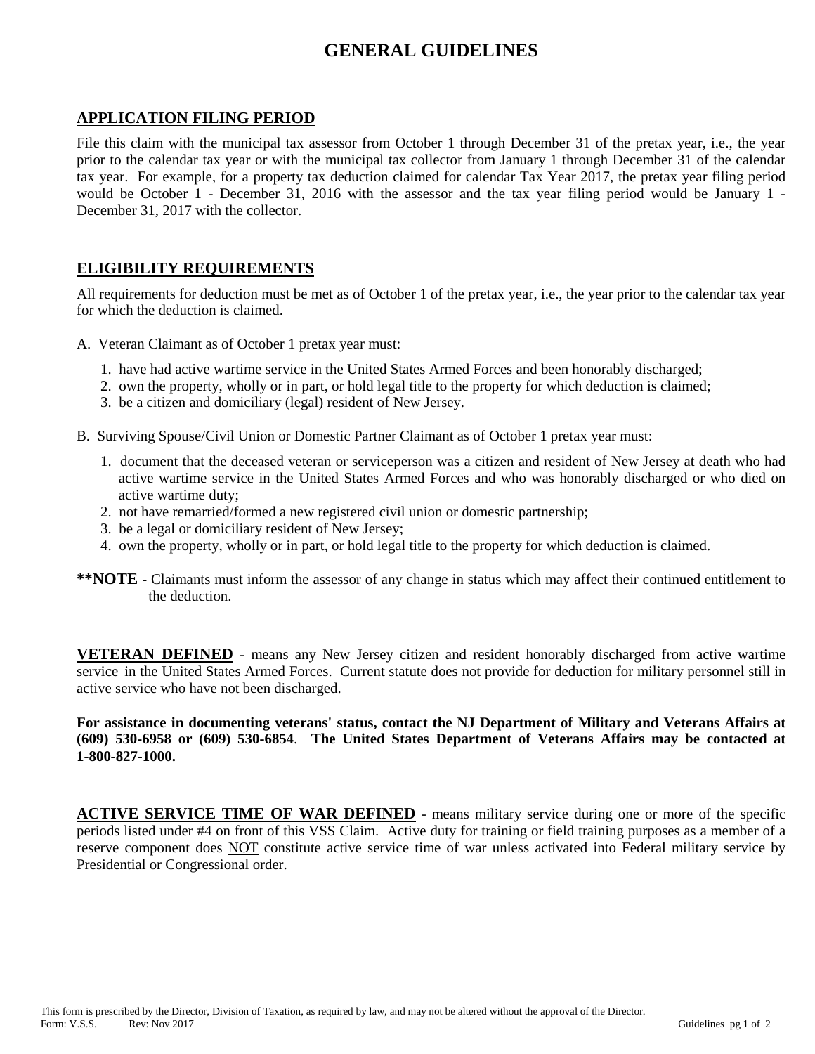# GENERAL GUIDELINES

## APPLICATION FILING PERIOD

File this claim with the municipal tax assessor from October 1 through December 31 of the pretax year, i.e., the year prior to the calendar tax year or with the municipal tax collector from January 1 through December 31 of the calendar tax year. For example, for a property tax deduction claimed for calendar Tax Year 2017, the pretax year filing period would be October 1 - December 31, 2016 with the assessor and the tax year filing period would be January 1 - December 31, 2017 with the collector.

## ELIGIBILITY REQUIREMENTS

All requirements for deduction must be met as of October 1 of the pretax year, i.e., the year prior to the calendar tax year for which the deduction is claimed.

A. Veteran Claimant as of October 1 pretax year must:

1. have had active wartime service in the United States Armed Forces and been honorably discharged;
2. own the property, wholly or in part, or hold legal title to the property for which deduction is claimed;
3. be a citizen and domiciliary (legal) resident of New Jersey.

B. Surviving Spouse/Civil Union or Domestic Partner Claimant as of October 1 pretax year must:

1. document that the deceased veteran or serviceperson was a citizen and resident of New Jersey at death who had active wartime service in the United States Armed Forces and who was honorably discharged or who died on active wartime duty;
2. not have remarried/formed a new registered civil union or domestic partnership;
3. be a legal or domiciliary resident of New Jersey;
4. own the property, wholly or in part, or hold legal title to the property for which deduction is claimed.

**\*\*NOTE -** Claimants must inform the assessor of any change in status which may affect their continued entitlement to the deduction.

**VETERAN DEFINED** - means any New Jersey citizen and resident honorably discharged from active wartime service in the United States Armed Forces. Current statute does not provide for deduction for military personnel still in active service who have not been discharged.

**For assistance in documenting veterans' status, contact the NJ Department of Military and Veterans Affairs at (609) 530-6958 or (609) 530-6854. The United States Department of Veterans Affairs may be contacted at 1-800-827-1000.**

**ACTIVE SERVICE TIME OF WAR DEFINED** - means military service during one or more of the specific periods listed under #4 on front of this VSS Claim. Active duty for training or field training purposes as a member of a reserve component does NOT constitute active service time of war unless activated into Federal military service by Presidential or Congressional order.

This form is prescribed by the Director, Division of Taxation, as required by law, and may not be altered without the approval of the Director.
Form: V.S.S. Rev: Nov 2017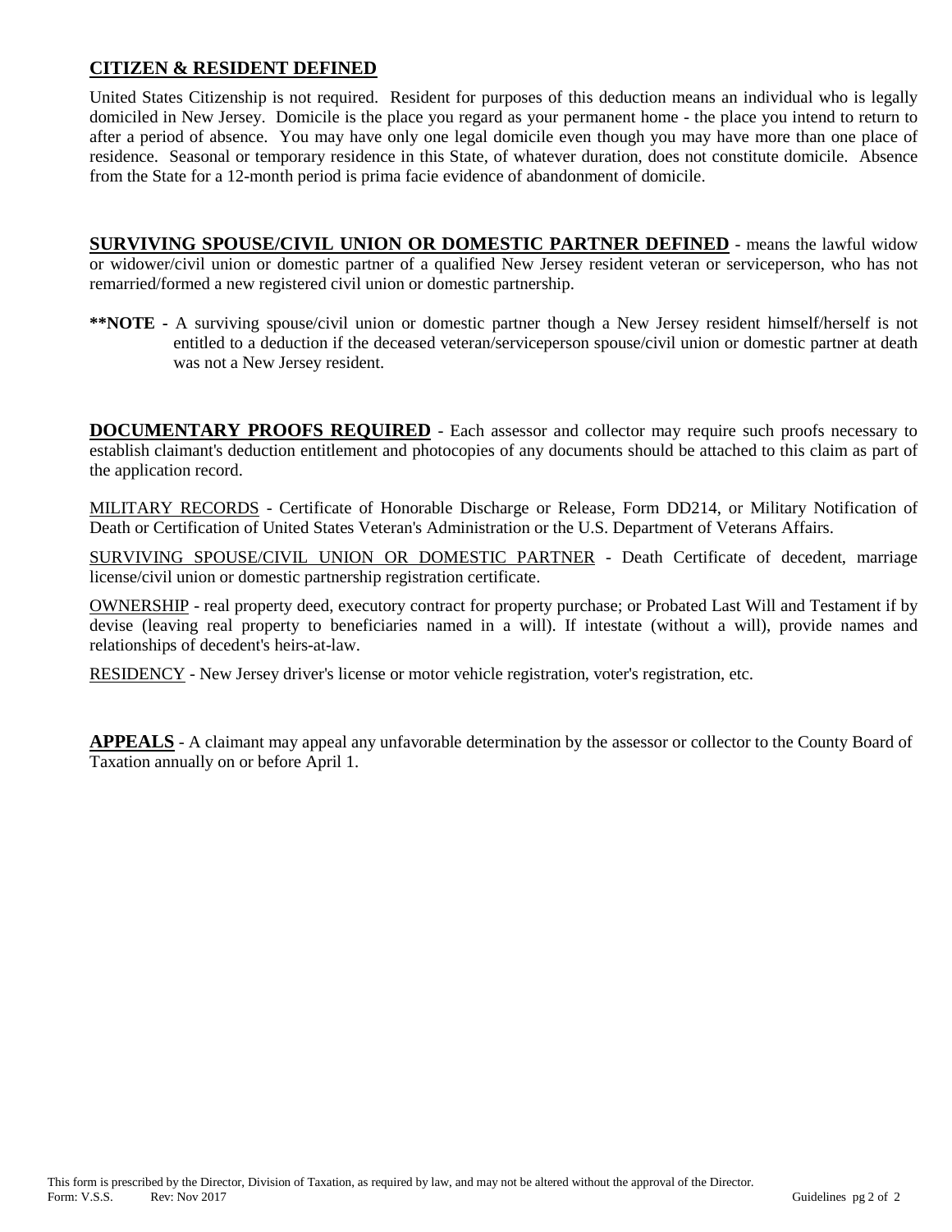## CITIZEN & RESIDENT DEFINED

United States Citizenship is not required. Resident for purposes of this deduction means an individual who is legally domiciled in New Jersey. Domicile is the place you regard as your permanent home - the place you intend to return to after a period of absence. You may have only one legal domicile even though you may have more than one place of residence. Seasonal or temporary residence in this State, of whatever duration, does not constitute domicile. Absence from the State for a 12-month period is prima facie evidence of abandonment of domicile.

**SURVIVING SPOUSE/CIVIL UNION OR DOMESTIC PARTNER DEFINED** - means the lawful widow or widower/civil union or domestic partner of a qualified New Jersey resident veteran or serviceperson, who has not remarried/formed a new registered civil union or domestic partnership.

****NOTE -** A surviving spouse/civil union or domestic partner though a New Jersey resident himself/herself is not entitled to a deduction if the deceased veteran/serviceperson spouse/civil union or domestic partner at death was not a New Jersey resident.

**DOCUMENTARY PROOFS REQUIRED** - Each assessor and collector may require such proofs necessary to establish claimant's deduction entitlement and photocopies of any documents should be attached to this claim as part of the application record.

MILITARY RECORDS - Certificate of Honorable Discharge or Release, Form DD214, or Military Notification of Death or Certification of United States Veteran's Administration or the U.S. Department of Veterans Affairs.

SURVIVING SPOUSE/CIVIL UNION OR DOMESTIC PARTNER - Death Certificate of decedent, marriage license/civil union or domestic partnership registration certificate.

OWNERSHIP - real property deed, executory contract for property purchase; or Probated Last Will and Testament if by devise (leaving real property to beneficiaries named in a will). If intestate (without a will), provide names and relationships of decedent's heirs-at-law.

RESIDENCY - New Jersey driver's license or motor vehicle registration, voter's registration, etc.

**APPEALS** - A claimant may appeal any unfavorable determination by the assessor or collector to the County Board of Taxation annually on or before April 1.

This form is prescribed by the Director, Division of Taxation, as required by law, and may not be altered without the approval of the Director.
Form: V.S.S. Rev: Nov 2017